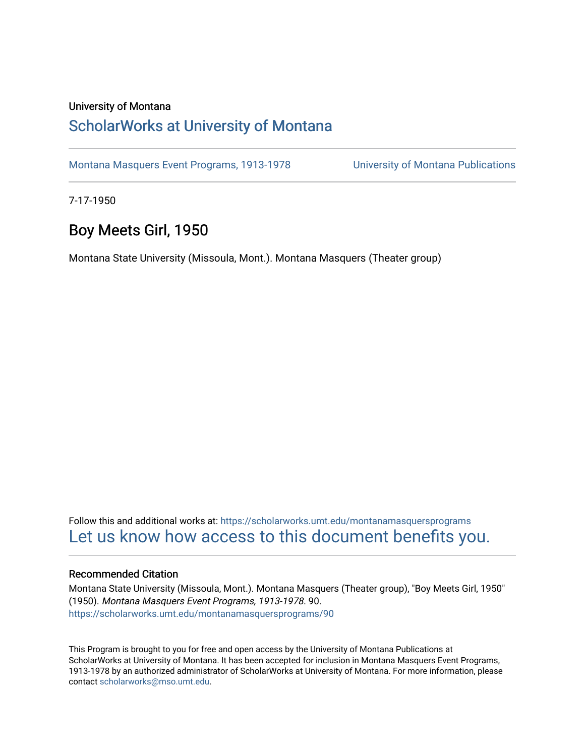University of Montana

# ScholarWorks at University of Montana

Montana Masquers Event Programs, 1913-1978 — University of Montana Publications

7-17-1950

## Boy Meets Girl, 1950

Montana State University (Missoula, Mont.). Montana Masquers (Theater group)

Follow this and additional works at: https://scholarworks.umt.edu/montanamasquersprograms

Let us know how access to this document benefits you.

### Recommended Citation

Montana State University (Missoula, Mont.). Montana Masquers (Theater group), "Boy Meets Girl, 1950" (1950). *Montana Masquers Event Programs, 1913-1978*. 90.
https://scholarworks.umt.edu/montanamasquersprograms/90

This Program is brought to you for free and open access by the University of Montana Publications at ScholarWorks at University of Montana. It has been accepted for inclusion in Montana Masquers Event Programs, 1913-1978 by an authorized administrator of ScholarWorks at University of Montana. For more information, please contact scholarworks@mso.umt.edu.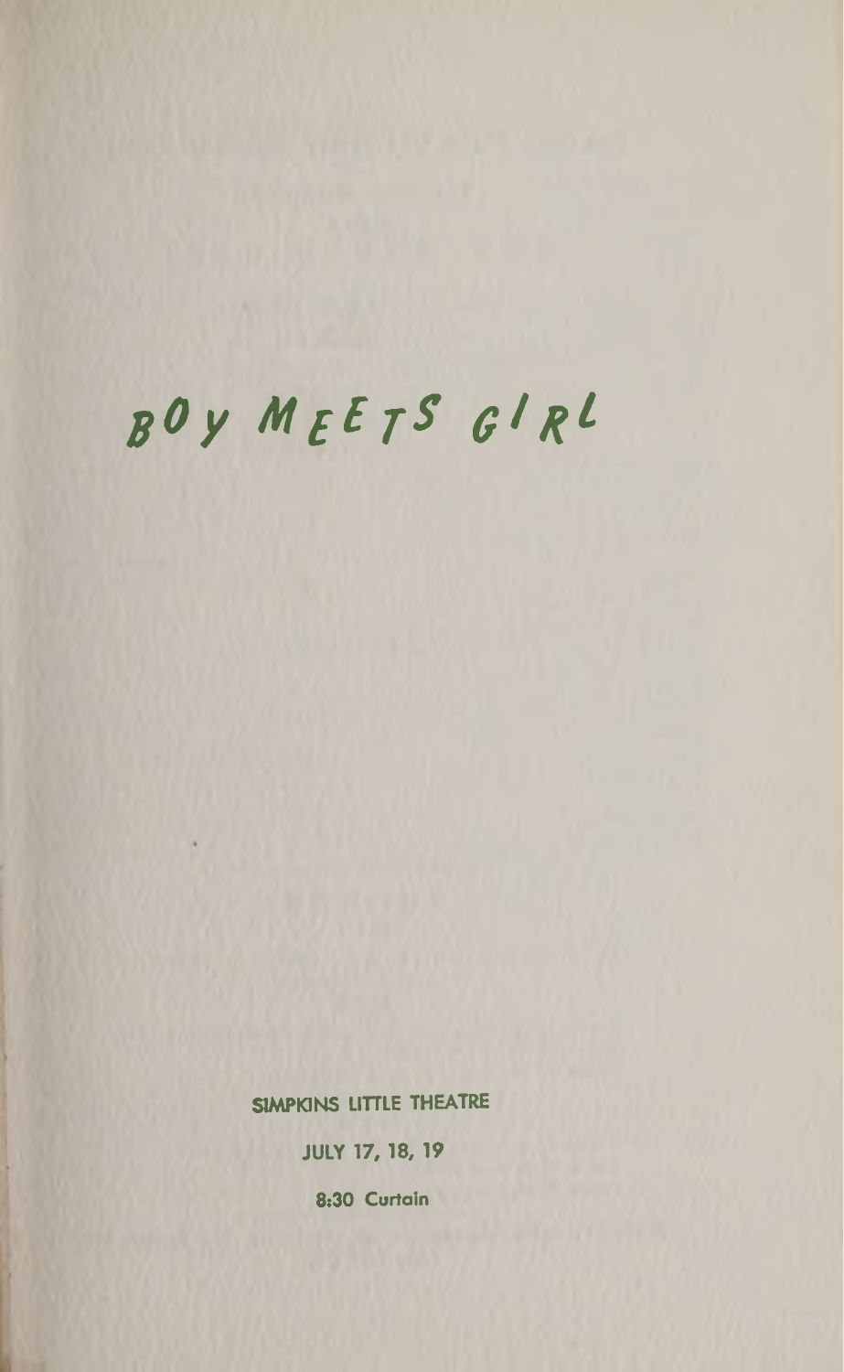# BOY MEETS GIRL

SIMPKINS LITTLE THEATRE

JULY 17, 18, 19

8:30 Curtain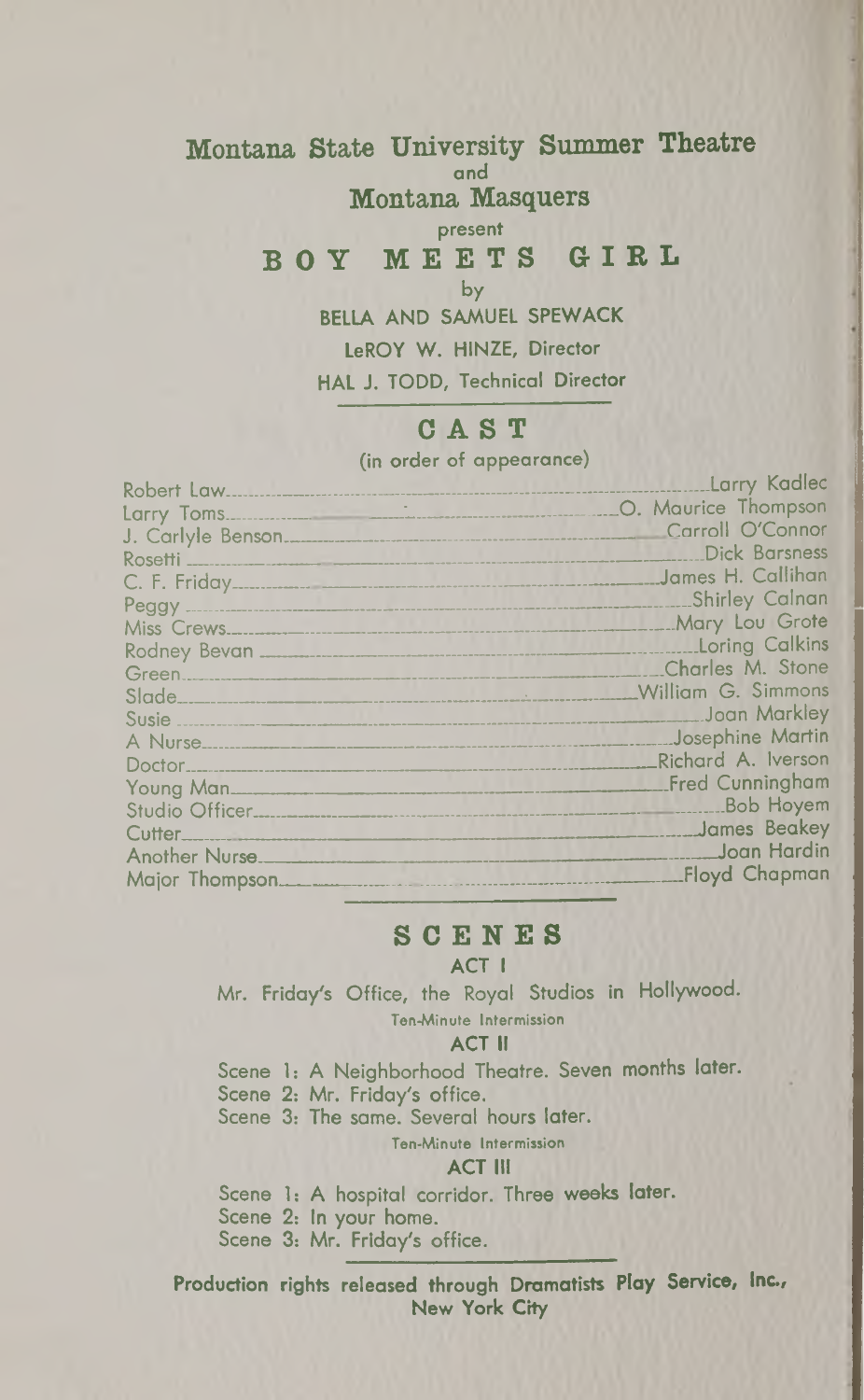# Montana State University Summer Theatre

and

## Montana Masquers

present

# BOY MEETS GIRL

by

**BELLA AND SAMUEL SPEWACK**

**LeROY W. HINZE, Director**

**HAL J. TODD, Technical Director**

## CAST

(in order of appearance)

| Role | Actor |
| --- | --- |
| Robert Law | Larry Kadlec |
| Larry Toms | O. Maurice Thompson |
| J. Carlyle Benson | Carroll O'Connor |
| Rosetti | Dick Barsness |
| C. F. Friday | James H. Callihan |
| Peggy | Shirley Calnan |
| Miss Crews | Mary Lou Grote |
| Rodney Bevan | Loring Calkins |
| Green | Charles M. Stone |
| Slade | William G. Simmons |
| Susie | Joan Markley |
| A Nurse | Josephine Martin |
| Doctor | Richard A. Iverson |
| Young Man | Fred Cunningham |
| Studio Officer | Bob Hoyem |
| Cutter | James Beakey |
| Another Nurse | Joan Hardin |
| Major Thompson | Floyd Chapman |

## SCENES

### ACT I

Mr. Friday's Office, the Royal Studios in Hollywood.

Ten-Minute Intermission

### ACT II

Scene 1: A Neighborhood Theatre. Seven months later.

Scene 2: Mr. Friday's office.

Scene 3: The same. Several hours later.

Ten-Minute Intermission

### ACT III

Scene 1: A hospital corridor. Three weeks later.

Scene 2: In your home.

Scene 3: Mr. Friday's office.

**Production rights released through Dramatists Play Service, Inc., New York City**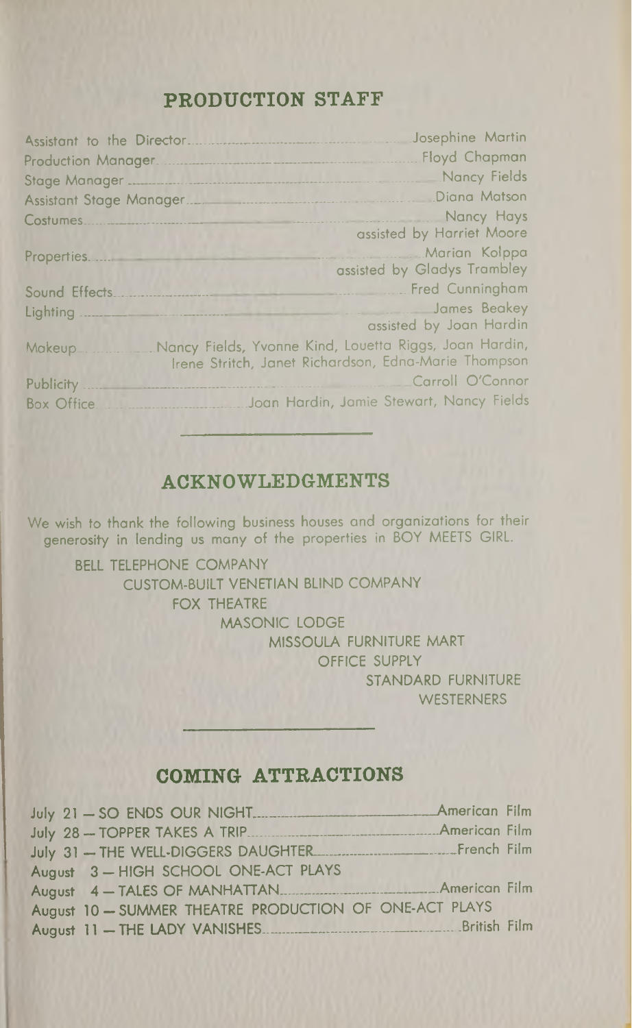## PRODUCTION STAFF

| | |
|---|---|
| Assistant to the Director | Josephine Martin |
| Production Manager | Floyd Chapman |
| Stage Manager | Nancy Fields |
| Assistant Stage Manager | Diana Matson |
| Costumes | Nancy Hays<br>assisted by Harriet Moore |
| Properties | Marian Kolppa<br>assisted by Gladys Trambley |
| Sound Effects | Fred Cunningham |
| Lighting | James Beakey<br>assisted by Joan Hardin |
| Makeup | Nancy Fields, Yvonne Kind, Louetta Riggs, Joan Hardin, Irene Stritch, Janet Richardson, Edna-Marie Thompson |
| Publicity | Carroll O'Connor |
| Box Office | Joan Hardin, Jamie Stewart, Nancy Fields |

## ACKNOWLEDGMENTS

We wish to thank the following business houses and organizations for their generosity in lending us many of the properties in BOY MEETS GIRL.

BELL TELEPHONE COMPANY
CUSTOM-BUILT VENETIAN BLIND COMPANY
FOX THEATRE
MASONIC LODGE
MISSOULA FURNITURE MART
OFFICE SUPPLY
STANDARD FURNITURE
WESTERNERS

## COMING ATTRACTIONS

| | |
|---|---|
| July 21 — SO ENDS OUR NIGHT | American Film |
| July 28 — TOPPER TAKES A TRIP | American Film |
| July 31 — THE WELL-DIGGERS DAUGHTER | French Film |
| August 3 — HIGH SCHOOL ONE-ACT PLAYS | |
| August 4 — TALES OF MANHATTAN | American Film |
| August 10 — SUMMER THEATRE PRODUCTION OF ONE-ACT PLAYS | |
| August 11 — THE LADY VANISHES | British Film |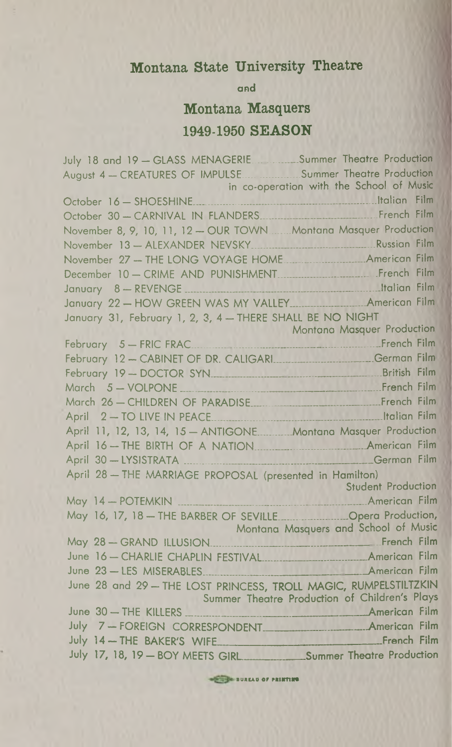# Montana State University Theatre

and

# Montana Masquers

## 1949-1950 SEASON

| | |
|---|---|
| July 18 and 19 — GLASS MENAGERIE | Summer Theatre Production |
| August 4 — CREATURES OF IMPULSE | Summer Theatre Production in co-operation with the School of Music |
| October 16 — SHOESHINE | Italian Film |
| October 30 — CARNIVAL IN FLANDERS | French Film |
| November 8, 9, 10, 11, 12 — OUR TOWN | Montana Masquer Production |
| November 13 — ALEXANDER NEVSKY | Russian Film |
| November 27 — THE LONG VOYAGE HOME | American Film |
| December 10 — CRIME AND PUNISHMENT | French Film |
| January 8 — REVENGE | Italian Film |
| January 22 — HOW GREEN WAS MY VALLEY | American Film |
| January 31, February 1, 2, 3, 4 — THERE SHALL BE NO NIGHT | Montana Masquer Production |
| February 5 — FRIC FRAC | French Film |
| February 12 — CABINET OF DR. CALIGARI | German Film |
| February 19 — DOCTOR SYN | British Film |
| March 5 — VOLPONE | French Film |
| March 26 — CHILDREN OF PARADISE | French Film |
| April 2 — TO LIVE IN PEACE | Italian Film |
| April 11, 12, 13, 14, 15 — ANTIGONE | Montana Masquer Production |
| April 16 — THE BIRTH OF A NATION | American Film |
| April 30 — LYSISTRATA | German Film |
| April 28 — THE MARRIAGE PROPOSAL (presented in Hamilton) | Student Production |
| May 14 — POTEMKIN | American Film |
| May 16, 17, 18 — THE BARBER OF SEVILLE | Opera Production, Montana Masquers and School of Music |
| May 28 — GRAND ILLUSION | French Film |
| June 16 — CHARLIE CHAPLIN FESTIVAL | American Film |
| June 23 — LES MISERABLES | American Film |
| June 28 and 29 — THE LOST PRINCESS, TROLL MAGIC, RUMPELSTILTZKIN | Summer Theatre Production of Children's Plays |
| June 30 — THE KILLERS | American Film |
| July 7 — FOREIGN CORRESPONDENT | American Film |
| July 14 — THE BAKER'S WIFE | French Film |
| July 17, 18, 19 — BOY MEETS GIRL | Summer Theatre Production |

BUREAU OF PRINTING